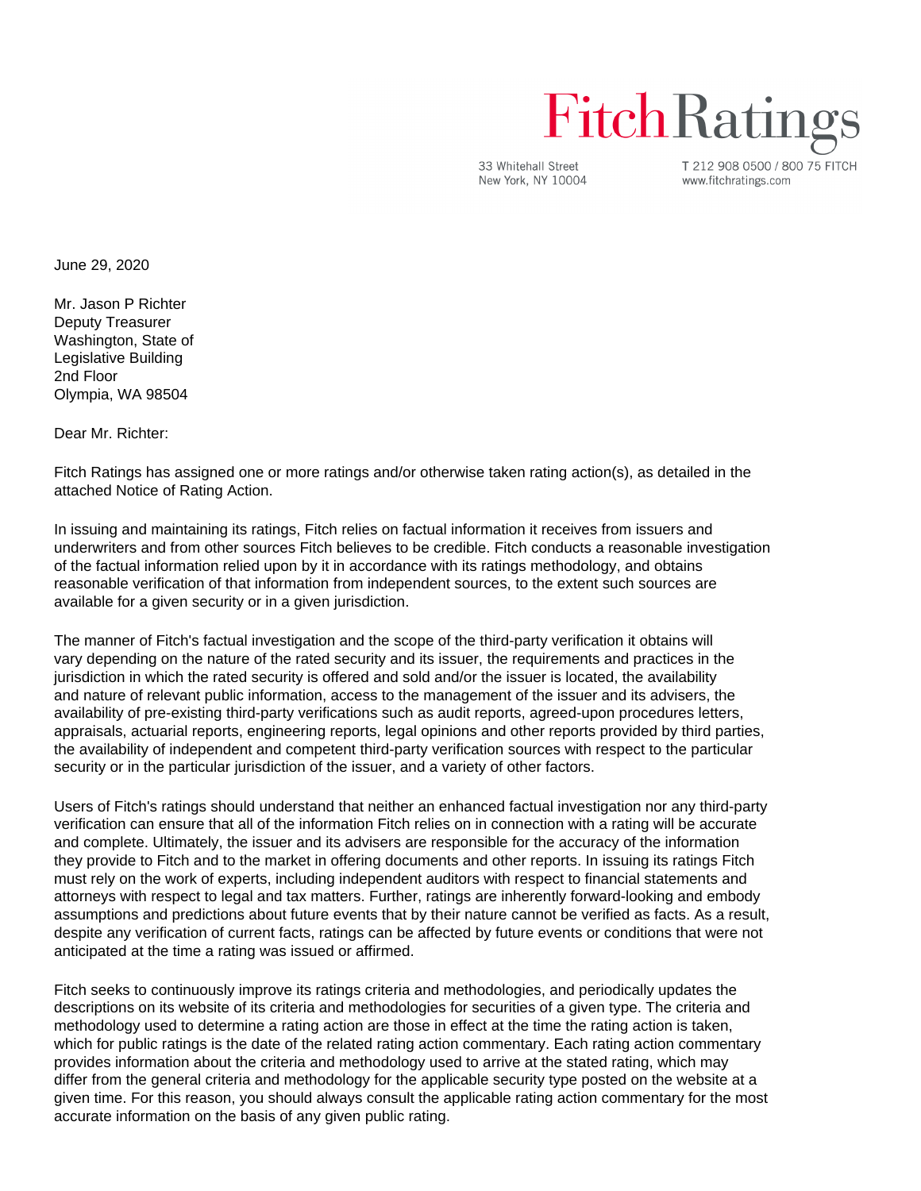Fitch Ratings

33 Whitehall Street
New York, NY 10004

T 212 908 0500 / 800 75 FITCH
www.fitchratings.com

June 29, 2020

Mr. Jason P Richter
Deputy Treasurer
Washington, State of
Legislative Building
2nd Floor
Olympia, WA 98504

Dear Mr. Richter:

Fitch Ratings has assigned one or more ratings and/or otherwise taken rating action(s), as detailed in the attached Notice of Rating Action.

In issuing and maintaining its ratings, Fitch relies on factual information it receives from issuers and underwriters and from other sources Fitch believes to be credible. Fitch conducts a reasonable investigation of the factual information relied upon by it in accordance with its ratings methodology, and obtains reasonable verification of that information from independent sources, to the extent such sources are available for a given security or in a given jurisdiction.

The manner of Fitch's factual investigation and the scope of the third-party verification it obtains will vary depending on the nature of the rated security and its issuer, the requirements and practices in the jurisdiction in which the rated security is offered and sold and/or the issuer is located, the availability and nature of relevant public information, access to the management of the issuer and its advisers, the availability of pre-existing third-party verifications such as audit reports, agreed-upon procedures letters, appraisals, actuarial reports, engineering reports, legal opinions and other reports provided by third parties, the availability of independent and competent third-party verification sources with respect to the particular security or in the particular jurisdiction of the issuer, and a variety of other factors.

Users of Fitch's ratings should understand that neither an enhanced factual investigation nor any third-party verification can ensure that all of the information Fitch relies on in connection with a rating will be accurate and complete. Ultimately, the issuer and its advisers are responsible for the accuracy of the information they provide to Fitch and to the market in offering documents and other reports. In issuing its ratings Fitch must rely on the work of experts, including independent auditors with respect to financial statements and attorneys with respect to legal and tax matters. Further, ratings are inherently forward-looking and embody assumptions and predictions about future events that by their nature cannot be verified as facts. As a result, despite any verification of current facts, ratings can be affected by future events or conditions that were not anticipated at the time a rating was issued or affirmed.

Fitch seeks to continuously improve its ratings criteria and methodologies, and periodically updates the descriptions on its website of its criteria and methodologies for securities of a given type. The criteria and methodology used to determine a rating action are those in effect at the time the rating action is taken, which for public ratings is the date of the related rating action commentary. Each rating action commentary provides information about the criteria and methodology used to arrive at the stated rating, which may differ from the general criteria and methodology for the applicable security type posted on the website at a given time. For this reason, you should always consult the applicable rating action commentary for the most accurate information on the basis of any given public rating.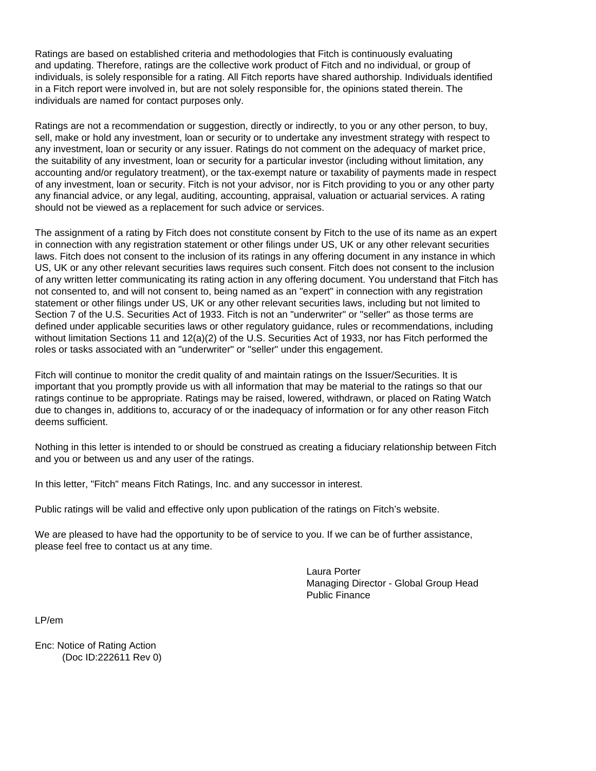Ratings are based on established criteria and methodologies that Fitch is continuously evaluating and updating. Therefore, ratings are the collective work product of Fitch and no individual, or group of individuals, is solely responsible for a rating. All Fitch reports have shared authorship. Individuals identified in a Fitch report were involved in, but are not solely responsible for, the opinions stated therein. The individuals are named for contact purposes only.

Ratings are not a recommendation or suggestion, directly or indirectly, to you or any other person, to buy, sell, make or hold any investment, loan or security or to undertake any investment strategy with respect to any investment, loan or security or any issuer. Ratings do not comment on the adequacy of market price, the suitability of any investment, loan or security for a particular investor (including without limitation, any accounting and/or regulatory treatment), or the tax-exempt nature or taxability of payments made in respect of any investment, loan or security. Fitch is not your advisor, nor is Fitch providing to you or any other party any financial advice, or any legal, auditing, accounting, appraisal, valuation or actuarial services. A rating should not be viewed as a replacement for such advice or services.

The assignment of a rating by Fitch does not constitute consent by Fitch to the use of its name as an expert in connection with any registration statement or other filings under US, UK or any other relevant securities laws. Fitch does not consent to the inclusion of its ratings in any offering document in any instance in which US, UK or any other relevant securities laws requires such consent. Fitch does not consent to the inclusion of any written letter communicating its rating action in any offering document. You understand that Fitch has not consented to, and will not consent to, being named as an "expert" in connection with any registration statement or other filings under US, UK or any other relevant securities laws, including but not limited to Section 7 of the U.S. Securities Act of 1933. Fitch is not an "underwriter" or "seller" as those terms are defined under applicable securities laws or other regulatory guidance, rules or recommendations, including without limitation Sections 11 and 12(a)(2) of the U.S. Securities Act of 1933, nor has Fitch performed the roles or tasks associated with an "underwriter" or "seller" under this engagement.

Fitch will continue to monitor the credit quality of and maintain ratings on the Issuer/Securities. It is important that you promptly provide us with all information that may be material to the ratings so that our ratings continue to be appropriate. Ratings may be raised, lowered, withdrawn, or placed on Rating Watch due to changes in, additions to, accuracy of or the inadequacy of information or for any other reason Fitch deems sufficient.

Nothing in this letter is intended to or should be construed as creating a fiduciary relationship between Fitch and you or between us and any user of the ratings.

In this letter, "Fitch" means Fitch Ratings, Inc. and any successor in interest.

Public ratings will be valid and effective only upon publication of the ratings on Fitch's website.

We are pleased to have had the opportunity to be of service to you. If we can be of further assistance, please feel free to contact us at any time.

Laura Porter
Managing Director - Global Group Head
Public Finance

LP/em

Enc: Notice of Rating Action
(Doc ID:222611 Rev 0)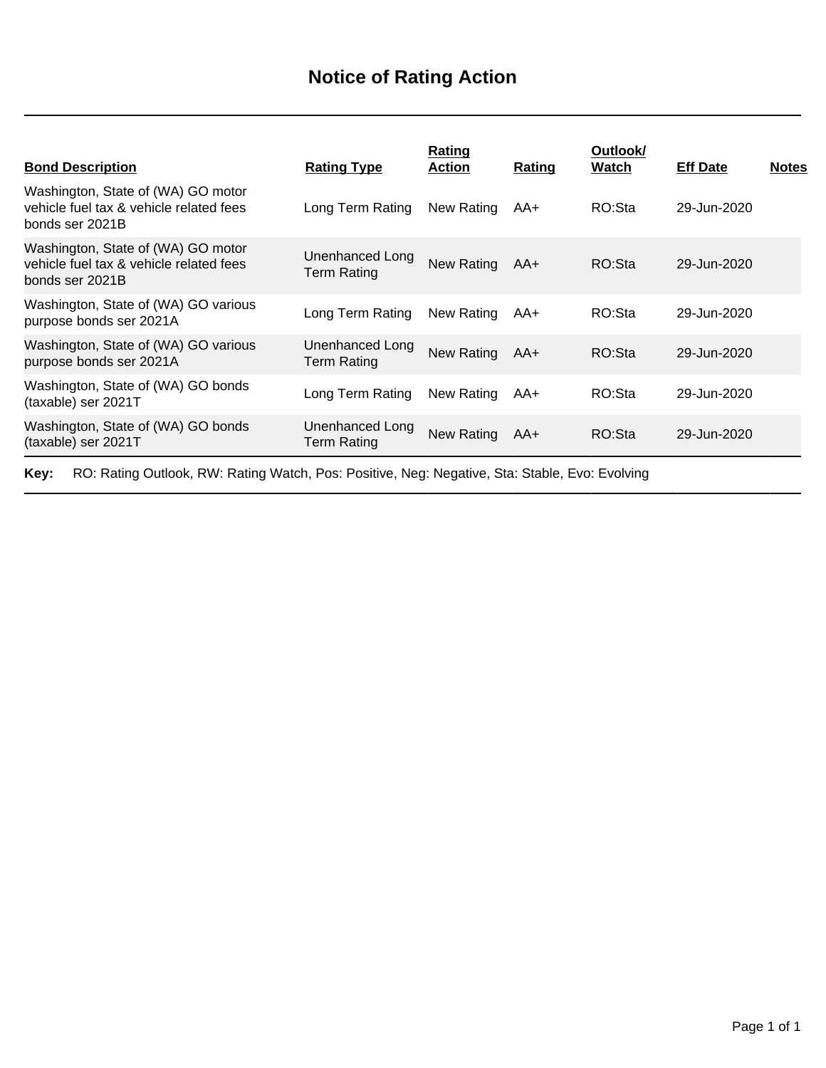# Notice of Rating Action

| Bond Description | Rating Type | Rating Action | Rating | Outlook/ Watch | Eff Date | Notes |
|---|---|---|---|---|---|---|
| Washington, State of (WA) GO motor vehicle fuel tax & vehicle related fees bonds ser 2021B | Long Term Rating | New Rating | AA+ | RO:Sta | 29-Jun-2020 | |
| Washington, State of (WA) GO motor vehicle fuel tax & vehicle related fees bonds ser 2021B | Unenhanced Long Term Rating | New Rating | AA+ | RO:Sta | 29-Jun-2020 | |
| Washington, State of (WA) GO various purpose bonds ser 2021A | Long Term Rating | New Rating | AA+ | RO:Sta | 29-Jun-2020 | |
| Washington, State of (WA) GO various purpose bonds ser 2021A | Unenhanced Long Term Rating | New Rating | AA+ | RO:Sta | 29-Jun-2020 | |
| Washington, State of (WA) GO bonds (taxable) ser 2021T | Long Term Rating | New Rating | AA+ | RO:Sta | 29-Jun-2020 | |
| Washington, State of (WA) GO bonds (taxable) ser 2021T | Unenhanced Long Term Rating | New Rating | AA+ | RO:Sta | 29-Jun-2020 | |

**Key:** RO: Rating Outlook, RW: Rating Watch, Pos: Positive, Neg: Negative, Sta: Stable, Evo: Evolving